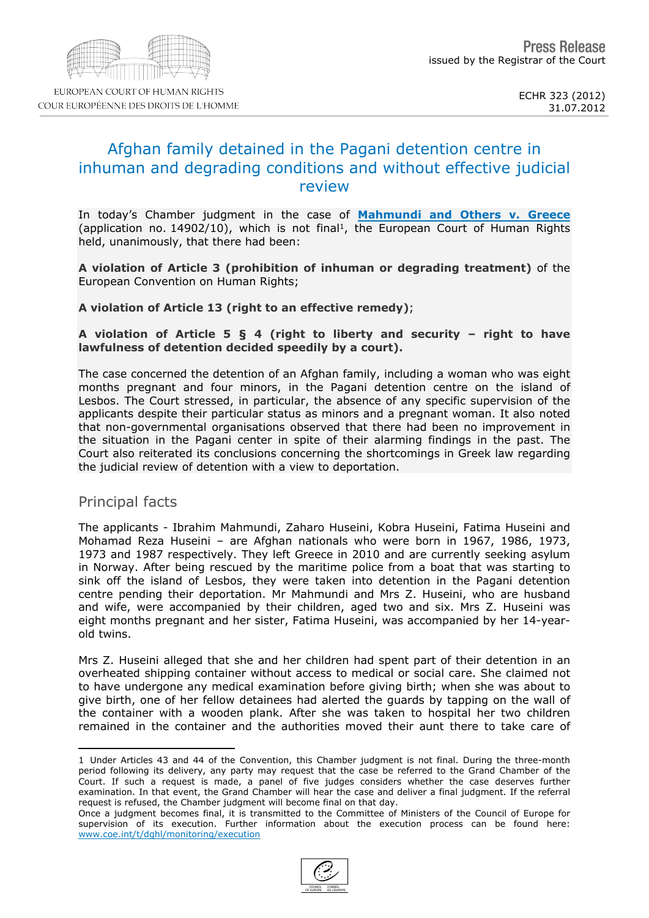EUROPEAN COURT OF HUMAN RIGHTS
COUR EUROPÉENNE DES DROITS DE L'HOMME

**Press Release**
issued by the Registrar of the Court

ECHR 323 (2012)
31.07.2012

# Afghan family detained in the Pagani detention centre in inhuman and degrading conditions and without effective judicial review

In today's Chamber judgment in the case of **Mahmundi and Others v. Greece** (application no. 14902/10), which is not final[1], the European Court of Human Rights held, unanimously, that there had been:

**A violation of Article 3 (prohibition of inhuman or degrading treatment)** of the European Convention on Human Rights;

**A violation of Article 13 (right to an effective remedy)**;

**A violation of Article 5 § 4 (right to liberty and security – right to have lawfulness of detention decided speedily by a court).**

The case concerned the detention of an Afghan family, including a woman who was eight months pregnant and four minors, in the Pagani detention centre on the island of Lesbos. The Court stressed, in particular, the absence of any specific supervision of the applicants despite their particular status as minors and a pregnant woman. It also noted that non-governmental organisations observed that there had been no improvement in the situation in the Pagani center in spite of their alarming findings in the past. The Court also reiterated its conclusions concerning the shortcomings in Greek law regarding the judicial review of detention with a view to deportation.

## Principal facts

The applicants - Ibrahim Mahmundi, Zaharo Huseini, Kobra Huseini, Fatima Huseini and Mohamad Reza Huseini – are Afghan nationals who were born in 1967, 1986, 1973, 1973 and 1987 respectively. They left Greece in 2010 and are currently seeking asylum in Norway. After being rescued by the maritime police from a boat that was starting to sink off the island of Lesbos, they were taken into detention in the Pagani detention centre pending their deportation. Mr Mahmundi and Mrs Z. Huseini, who are husband and wife, were accompanied by their children, aged two and six. Mrs Z. Huseini was eight months pregnant and her sister, Fatima Huseini, was accompanied by her 14-year-old twins.

Mrs Z. Huseini alleged that she and her children had spent part of their detention in an overheated shipping container without access to medical or social care. She claimed not to have undergone any medical examination before giving birth; when she was about to give birth, one of her fellow detainees had alerted the guards by tapping on the wall of the container with a wooden plank. After she was taken to hospital her two children remained in the container and the authorities moved their aunt there to take care of

---

1 Under Articles 43 and 44 of the Convention, this Chamber judgment is not final. During the three-month period following its delivery, any party may request that the case be referred to the Grand Chamber of the Court. If such a request is made, a panel of five judges considers whether the case deserves further examination. In that event, the Grand Chamber will hear the case and deliver a final judgment. If the referral request is refused, the Chamber judgment will become final on that day.
Once a judgment becomes final, it is transmitted to the Committee of Ministers of the Council of Europe for supervision of its execution. Further information about the execution process can be found here: www.coe.int/t/dghl/monitoring/execution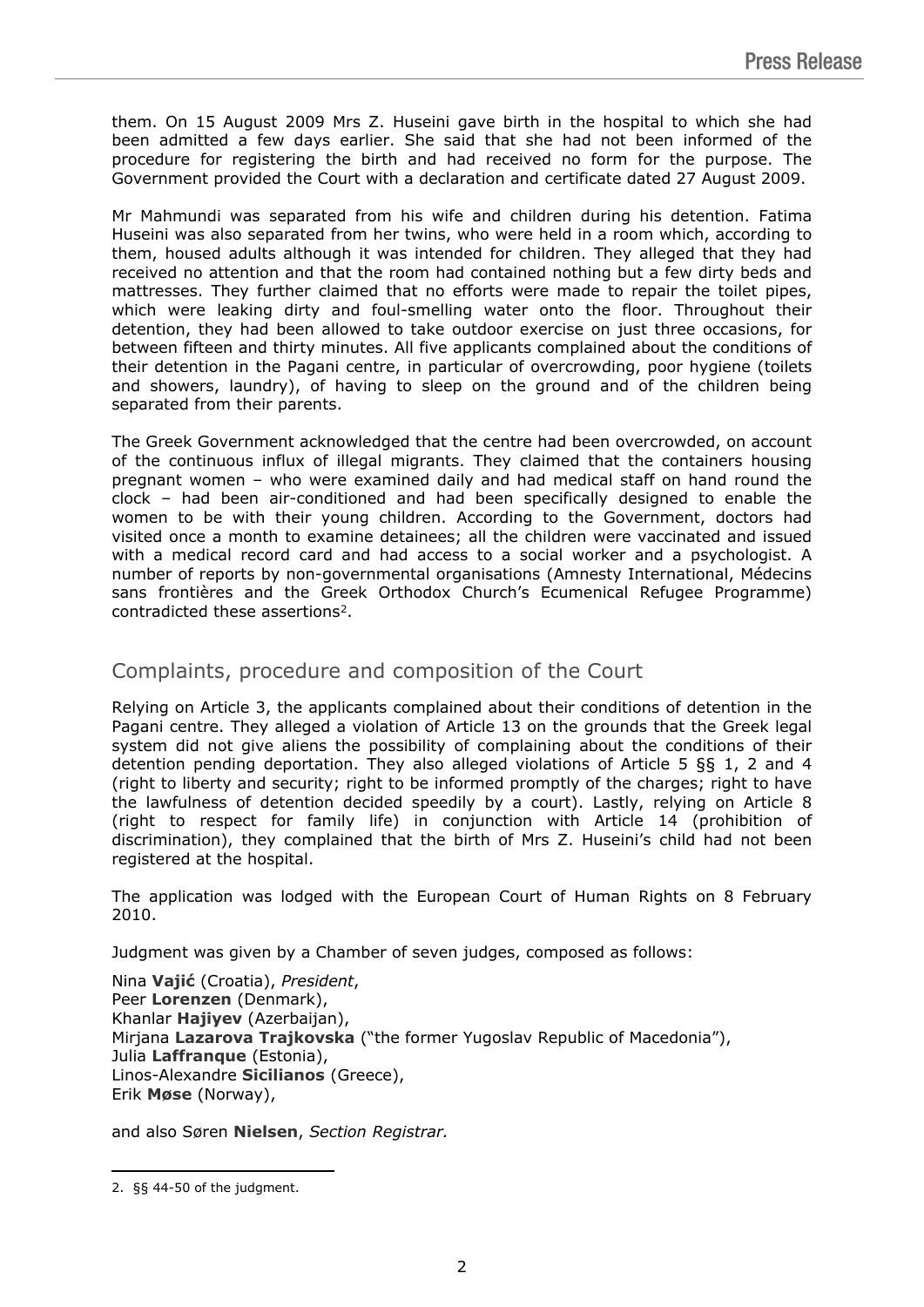them. On 15 August 2009 Mrs Z. Huseini gave birth in the hospital to which she had been admitted a few days earlier. She said that she had not been informed of the procedure for registering the birth and had received no form for the purpose. The Government provided the Court with a declaration and certificate dated 27 August 2009.

Mr Mahmundi was separated from his wife and children during his detention. Fatima Huseini was also separated from her twins, who were held in a room which, according to them, housed adults although it was intended for children. They alleged that they had received no attention and that the room had contained nothing but a few dirty beds and mattresses. They further claimed that no efforts were made to repair the toilet pipes, which were leaking dirty and foul-smelling water onto the floor. Throughout their detention, they had been allowed to take outdoor exercise on just three occasions, for between fifteen and thirty minutes. All five applicants complained about the conditions of their detention in the Pagani centre, in particular of overcrowding, poor hygiene (toilets and showers, laundry), of having to sleep on the ground and of the children being separated from their parents.

The Greek Government acknowledged that the centre had been overcrowded, on account of the continuous influx of illegal migrants. They claimed that the containers housing pregnant women – who were examined daily and had medical staff on hand round the clock – had been air-conditioned and had been specifically designed to enable the women to be with their young children. According to the Government, doctors had visited once a month to examine detainees; all the children were vaccinated and issued with a medical record card and had access to a social worker and a psychologist. A number of reports by non-governmental organisations (Amnesty International, Médecins sans frontières and the Greek Orthodox Church's Ecumenical Refugee Programme) contradicted these assertions[2].

## Complaints, procedure and composition of the Court

Relying on Article 3, the applicants complained about their conditions of detention in the Pagani centre. They alleged a violation of Article 13 on the grounds that the Greek legal system did not give aliens the possibility of complaining about the conditions of their detention pending deportation. They also alleged violations of Article 5 §§ 1, 2 and 4 (right to liberty and security; right to be informed promptly of the charges; right to have the lawfulness of detention decided speedily by a court). Lastly, relying on Article 8 (right to respect for family life) in conjunction with Article 14 (prohibition of discrimination), they complained that the birth of Mrs Z. Huseini's child had not been registered at the hospital.

The application was lodged with the European Court of Human Rights on 8 February 2010.

Judgment was given by a Chamber of seven judges, composed as follows:

Nina **Vajić** (Croatia), *President*,
Peer **Lorenzen** (Denmark),
Khanlar **Hajiyev** (Azerbaijan),
Mirjana **Lazarova Trajkovska** ("the former Yugoslav Republic of Macedonia"),
Julia **Laffranque** (Estonia),
Linos-Alexandre **Sicilianos** (Greece),
Erik **Møse** (Norway),

and also Søren **Nielsen**, *Section Registrar.*

---

2. §§ 44-50 of the judgment.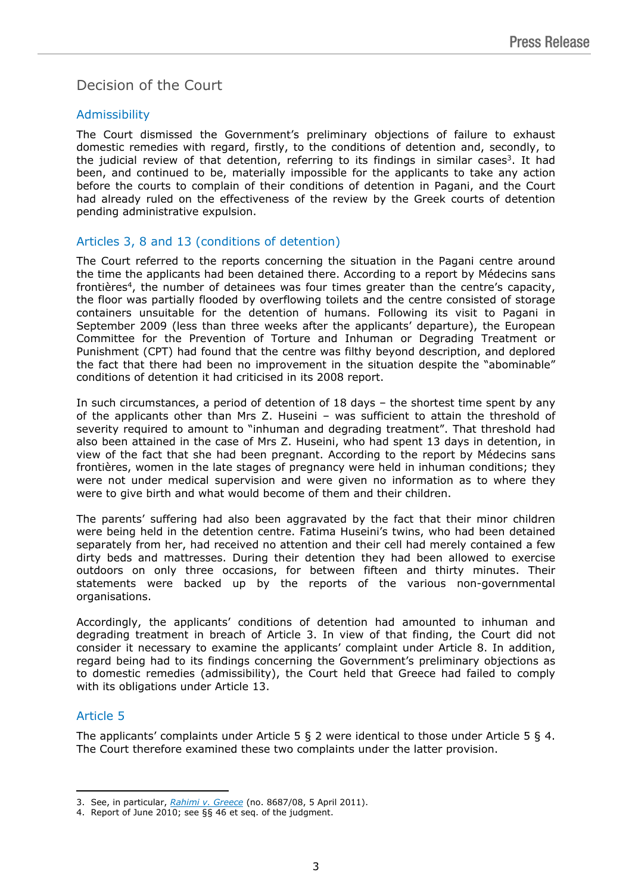## Decision of the Court

### Admissibility

The Court dismissed the Government's preliminary objections of failure to exhaust domestic remedies with regard, firstly, to the conditions of detention and, secondly, to the judicial review of that detention, referring to its findings in similar cases[3]. It had been, and continued to be, materially impossible for the applicants to take any action before the courts to complain of their conditions of detention in Pagani, and the Court had already ruled on the effectiveness of the review by the Greek courts of detention pending administrative expulsion.

### Articles 3, 8 and 13 (conditions of detention)

The Court referred to the reports concerning the situation in the Pagani centre around the time the applicants had been detained there. According to a report by Médecins sans frontières[4], the number of detainees was four times greater than the centre's capacity, the floor was partially flooded by overflowing toilets and the centre consisted of storage containers unsuitable for the detention of humans. Following its visit to Pagani in September 2009 (less than three weeks after the applicants' departure), the European Committee for the Prevention of Torture and Inhuman or Degrading Treatment or Punishment (CPT) had found that the centre was filthy beyond description, and deplored the fact that there had been no improvement in the situation despite the "abominable" conditions of detention it had criticised in its 2008 report.

In such circumstances, a period of detention of 18 days – the shortest time spent by any of the applicants other than Mrs Z. Huseini – was sufficient to attain the threshold of severity required to amount to "inhuman and degrading treatment". That threshold had also been attained in the case of Mrs Z. Huseini, who had spent 13 days in detention, in view of the fact that she had been pregnant. According to the report by Médecins sans frontières, women in the late stages of pregnancy were held in inhuman conditions; they were not under medical supervision and were given no information as to where they were to give birth and what would become of them and their children.

The parents' suffering had also been aggravated by the fact that their minor children were being held in the detention centre. Fatima Huseini's twins, who had been detained separately from her, had received no attention and their cell had merely contained a few dirty beds and mattresses. During their detention they had been allowed to exercise outdoors on only three occasions, for between fifteen and thirty minutes. Their statements were backed up by the reports of the various non-governmental organisations.

Accordingly, the applicants' conditions of detention had amounted to inhuman and degrading treatment in breach of Article 3. In view of that finding, the Court did not consider it necessary to examine the applicants' complaint under Article 8. In addition, regard being had to its findings concerning the Government's preliminary objections as to domestic remedies (admissibility), the Court held that Greece had failed to comply with its obligations under Article 13.

### Article 5

The applicants' complaints under Article 5 § 2 were identical to those under Article 5 § 4. The Court therefore examined these two complaints under the latter provision.

---

3. See, in particular, *Rahimi v. Greece* (no. 8687/08, 5 April 2011).
4. Report of June 2010; see §§ 46 et seq. of the judgment.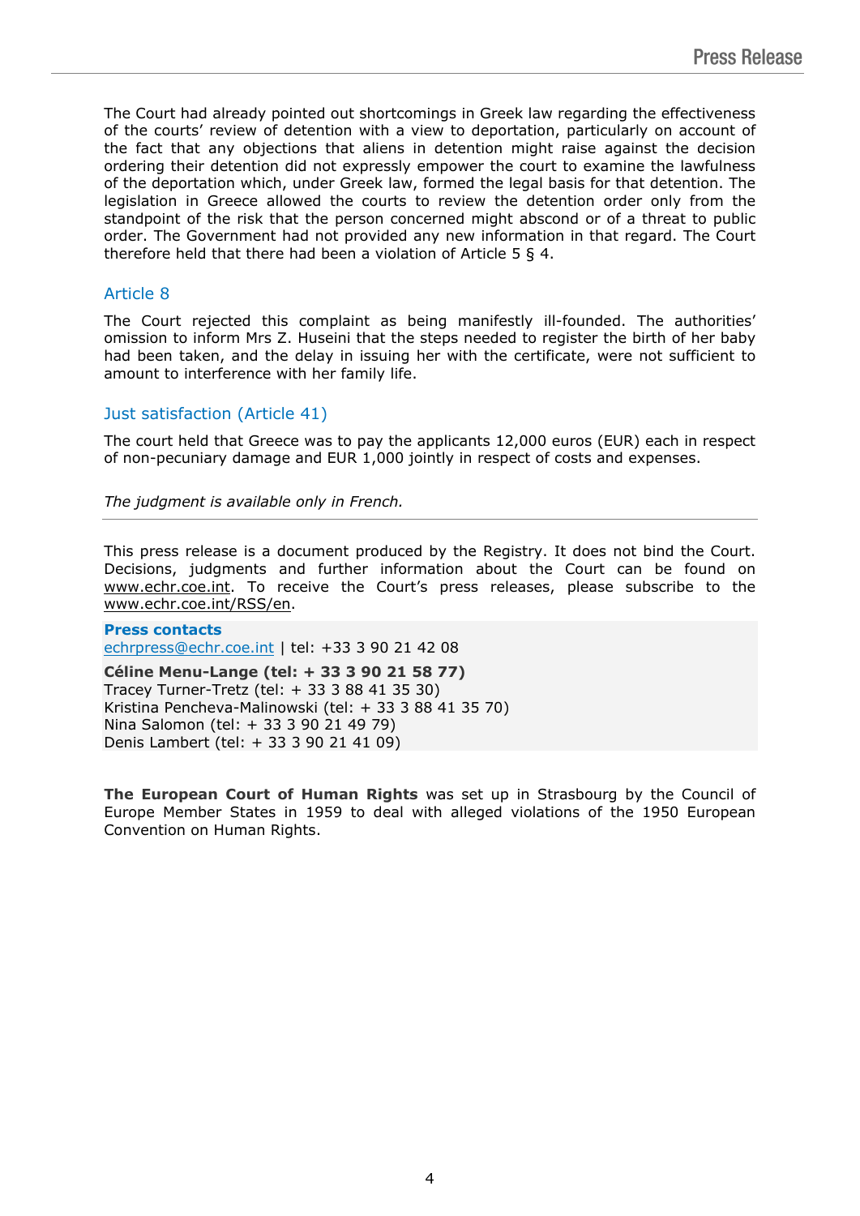The Court had already pointed out shortcomings in Greek law regarding the effectiveness of the courts' review of detention with a view to deportation, particularly on account of the fact that any objections that aliens in detention might raise against the decision ordering their detention did not expressly empower the court to examine the lawfulness of the deportation which, under Greek law, formed the legal basis for that detention. The legislation in Greece allowed the courts to review the detention order only from the standpoint of the risk that the person concerned might abscond or of a threat to public order. The Government had not provided any new information in that regard. The Court therefore held that there had been a violation of Article 5 § 4.

### Article 8

The Court rejected this complaint as being manifestly ill-founded. The authorities' omission to inform Mrs Z. Huseini that the steps needed to register the birth of her baby had been taken, and the delay in issuing her with the certificate, were not sufficient to amount to interference with her family life.

### Just satisfaction (Article 41)

The court held that Greece was to pay the applicants 12,000 euros (EUR) each in respect of non-pecuniary damage and EUR 1,000 jointly in respect of costs and expenses.

*The judgment is available only in French.*

---

This press release is a document produced by the Registry. It does not bind the Court. Decisions, judgments and further information about the Court can be found on www.echr.coe.int. To receive the Court's press releases, please subscribe to the www.echr.coe.int/RSS/en.

**Press contacts**
echrpress@echr.coe.int | tel: +33 3 90 21 42 08

**Céline Menu-Lange (tel: + 33 3 90 21 58 77)**
Tracey Turner-Tretz (tel: + 33 3 88 41 35 30)
Kristina Pencheva-Malinowski (tel: + 33 3 88 41 35 70)
Nina Salomon (tel: + 33 3 90 21 49 79)
Denis Lambert (tel: + 33 3 90 21 41 09)

**The European Court of Human Rights** was set up in Strasbourg by the Council of Europe Member States in 1959 to deal with alleged violations of the 1950 European Convention on Human Rights.